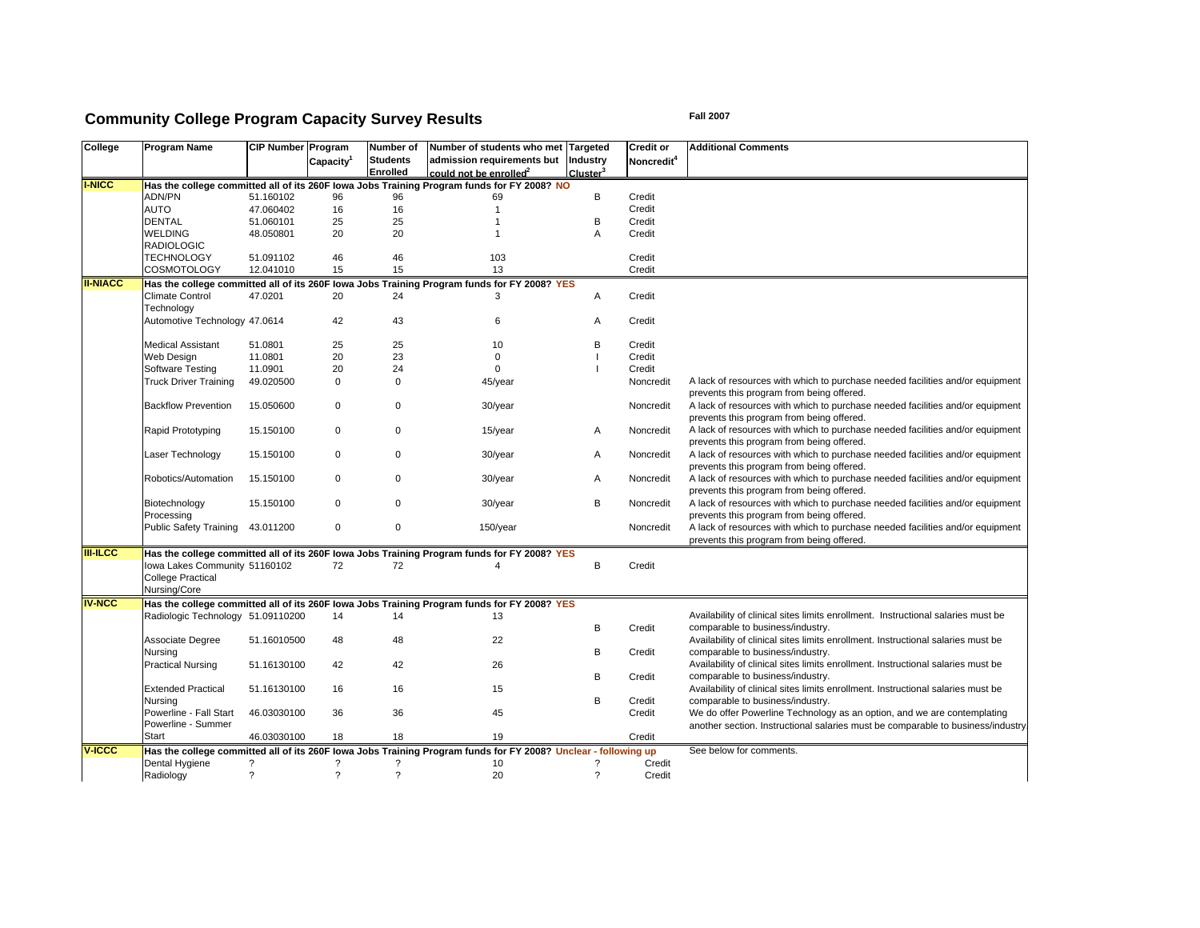# Community College Program Capacity Survey Results

**Fall 2007**

| College | Program Name | CIP Number | Program Capacity[1] | Number of Students Enrolled | Number of students who met admission requirements but could not be enrolled[2] | Targeted Industry Cluster[3] | Credit or Noncredit[4] | Additional Comments |
|---|---|---|---|---|---|---|---|---|
| **I-NICC** | **Has the college committed all of its 260F Iowa Jobs Training Program funds for FY 2008? NO** | | | | | | | |
| | ADN/PN | 51.160102 | 96 | 96 | 69 | B | Credit | |
| | AUTO | 47.060402 | 16 | 16 | 1 | | Credit | |
| | DENTAL | 51.060101 | 25 | 25 | 1 | B | Credit | |
| | WELDING | 48.050801 | 20 | 20 | 1 | A | Credit | |
| | RADIOLOGIC TECHNOLOGY | 51.091102 | 46 | 46 | 103 | | Credit | |
| | COSMOTOLOGY | 12.041010 | 15 | 15 | 13 | | Credit | |
| **II-NIACC** | **Has the college committed all of its 260F Iowa Jobs Training Program funds for FY 2008? YES** | | | | | | | |
| | Climate Control Technology | 47.0201 | 20 | 24 | 3 | A | Credit | |
| | Automotive Technology | 47.0614 | 42 | 43 | 6 | A | Credit | |
| | Medical Assistant | 51.0801 | 25 | 25 | 10 | B | Credit | |
| | Web Design | 11.0801 | 20 | 23 | 0 | I | Credit | |
| | Software Testing | 11.0901 | 20 | 24 | 0 | I | Credit | |
| | Truck Driver Training | 49.020500 | 0 | 0 | 45/year | | Noncredit | A lack of resources with which to purchase needed facilities and/or equipment prevents this program from being offered. |
| | Backflow Prevention | 15.050600 | 0 | 0 | 30/year | | Noncredit | A lack of resources with which to purchase needed facilities and/or equipment prevents this program from being offered. |
| | Rapid Prototyping | 15.150100 | 0 | 0 | 15/year | A | Noncredit | A lack of resources with which to purchase needed facilities and/or equipment prevents this program from being offered. |
| | Laser Technology | 15.150100 | 0 | 0 | 30/year | A | Noncredit | A lack of resources with which to purchase needed facilities and/or equipment prevents this program from being offered. |
| | Robotics/Automation | 15.150100 | 0 | 0 | 30/year | A | Noncredit | A lack of resources with which to purchase needed facilities and/or equipment prevents this program from being offered. |
| | Biotechnology Processing | 15.150100 | 0 | 0 | 30/year | B | Noncredit | A lack of resources with which to purchase needed facilities and/or equipment prevents this program from being offered. |
| | Public Safety Training | 43.011200 | 0 | 0 | 150/year | | Noncredit | A lack of resources with which to purchase needed facilities and/or equipment prevents this program from being offered. |
| **III-ILCC** | **Has the college committed all of its 260F Iowa Jobs Training Program funds for FY 2008? YES** | | | | | | | |
| | Iowa Lakes Community College Practical Nursing/Core | 51160102 | 72 | 72 | 4 | B | Credit | |
| **IV-NCC** | **Has the college committed all of its 260F Iowa Jobs Training Program funds for FY 2008? YES** | | | | | | | |
| | Radiologic Technology | 51.09110200 | 14 | 14 | 13 | B | Credit | Availability of clinical sites limits enrollment. Instructional salaries must be comparable to business/industry. |
| | Associate Degree Nursing | 51.16010500 | 48 | 48 | 22 | B | Credit | Availability of clinical sites limits enrollment. Instructional salaries must be comparable to business/industry. |
| | Practical Nursing | 51.16130100 | 42 | 42 | 26 | B | Credit | Availability of clinical sites limits enrollment. Instructional salaries must be comparable to business/industry. |
| | Extended Practical Nursing | 51.16130100 | 16 | 16 | 15 | B | Credit | Availability of clinical sites limits enrollment. Instructional salaries must be comparable to business/industry. |
| | Powerline - Fall Start | 46.03030100 | 36 | 36 | 45 | | Credit | We do offer Powerline Technology as an option, and we are contemplating another section. Instructional salaries must be comparable to business/industry. |
| | Powerline - Summer Start | 46.03030100 | 18 | 18 | 19 | | Credit | |
| **V-ICCC** | **Has the college committed all of its 260F Iowa Jobs Training Program funds for FY 2008? Unclear - following up** | | | | | | | See below for comments. |
| | Dental Hygiene | ? | ? | ? | 10 | ? | Credit | |
| | Radiology | ? | ? | ? | 20 | ? | Credit | |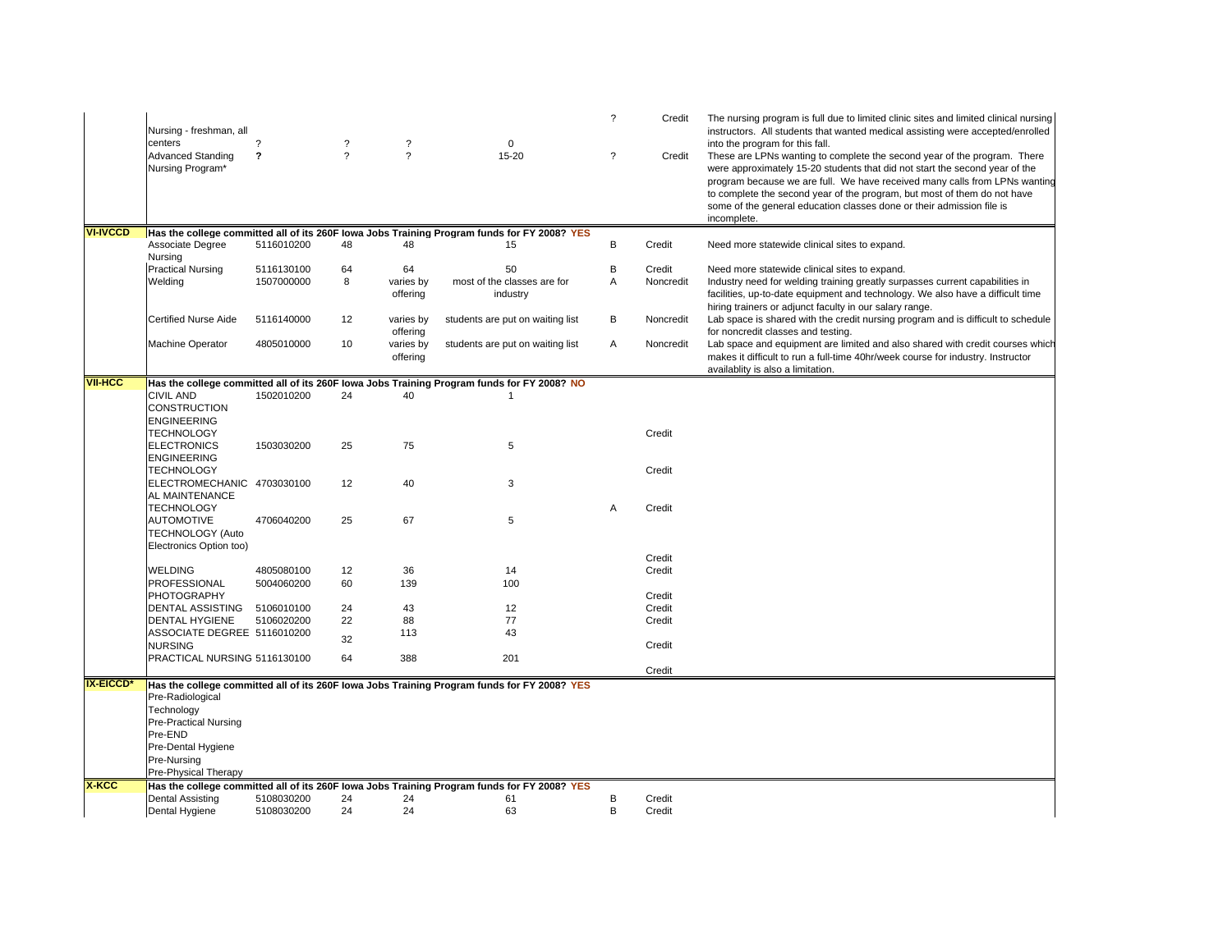| | | | | | | | | |
|---|---|---|---|---|---|---|---|---|
| | Nursing - freshman, all centers | ? | ? | ? | 0 | ? | Credit | The nursing program is full due to limited clinic sites and limited clinical nursing instructors. All students that wanted medical assisting were accepted/enrolled into the program for this fall. |
| | Advanced Standing Nursing Program* | **?** | ? | ? | 15-20 | ? | Credit | These are LPNs wanting to complete the second year of the program. There were approximately 15-20 students that did not start the second year of the program because we are full. We have received many calls from LPNs wanting to complete the second year of the program, but most of them do not have some of the general education classes done or their admission file is incomplete. |
| **VI-IVCCD** | **Has the college committed all of its 260F Iowa Jobs Training Program funds for FY 2008? YES** | | | | | | | |
| | Associate Degree Nursing | 5116010200 | 48 | 48 | 15 | B | Credit | Need more statewide clinical sites to expand. |
| | Practical Nursing | 5116130100 | 64 | 64 | 50 | B | Credit | Need more statewide clinical sites to expand. |
| | Welding | 1507000000 | 8 | varies by offering | most of the classes are for industry | A | Noncredit | Industry need for welding training greatly surpasses current capabilities in facilities, up-to-date equipment and technology. We also have a difficult time hiring trainers or adjunct faculty in our salary range. |
| | Certified Nurse Aide | 5116140000 | 12 | varies by offering | students are put on waiting list | B | Noncredit | Lab space is shared with the credit nursing program and is difficult to schedule for noncredit classes and testing. |
| | Machine Operator | 4805010000 | 10 | varies by offering | students are put on waiting list | A | Noncredit | Lab space and equipment are limited and also shared with credit courses which makes it difficult to run a full-time 40hr/week course for industry. Instructor availablity is also a limitation. |
| **VII-HCC** | **Has the college committed all of its 260F Iowa Jobs Training Program funds for FY 2008? NO** | | | | | | | |
| | CIVIL AND CONSTRUCTION ENGINEERING TECHNOLOGY | 1502010200 | 24 | 40 | 1 | | Credit | |
| | ELECTRONICS ENGINEERING TECHNOLOGY | 1503030200 | 25 | 75 | 5 | | Credit | |
| | ELECTROMECHANICAL MAINTENANCE TECHNOLOGY | 4703030100 | 12 | 40 | 3 | A | Credit | |
| | AUTOMOTIVE TECHNOLOGY (Auto Electronics Option too) | 4706040200 | 25 | 67 | 5 | | Credit | |
| | WELDING | 4805080100 | 12 | 36 | 14 | | Credit | |
| | PROFESSIONAL PHOTOGRAPHY | 5004060200 | 60 | 139 | 100 | | Credit | |
| | DENTAL ASSISTING | 5106010100 | 24 | 43 | 12 | | Credit | |
| | DENTAL HYGIENE | 5106020200 | 22 | 88 | 77 | | Credit | |
| | ASSOCIATE DEGREE NURSING | 5116010200 | 32 | 113 | 43 | | Credit | |
| | PRACTICAL NURSING | 5116130100 | 64 | 388 | 201 | | Credit | |
| **IX-EICCD*** | **Has the college committed all of its 260F Iowa Jobs Training Program funds for FY 2008? YES** | | | | | | | |
| | Pre-Radiological Technology | | | | | | | |
| | Pre-Practical Nursing | | | | | | | |
| | Pre-END | | | | | | | |
| | Pre-Dental Hygiene | | | | | | | |
| | Pre-Nursing | | | | | | | |
| | Pre-Physical Therapy | | | | | | | |
| **X-KCC** | **Has the college committed all of its 260F Iowa Jobs Training Program funds for FY 2008? YES** | | | | | | | |
| | Dental Assisting | 5108030200 | 24 | 24 | 61 | B | Credit | |
| | Dental Hygiene | 5108030200 | 24 | 24 | 63 | B | Credit | |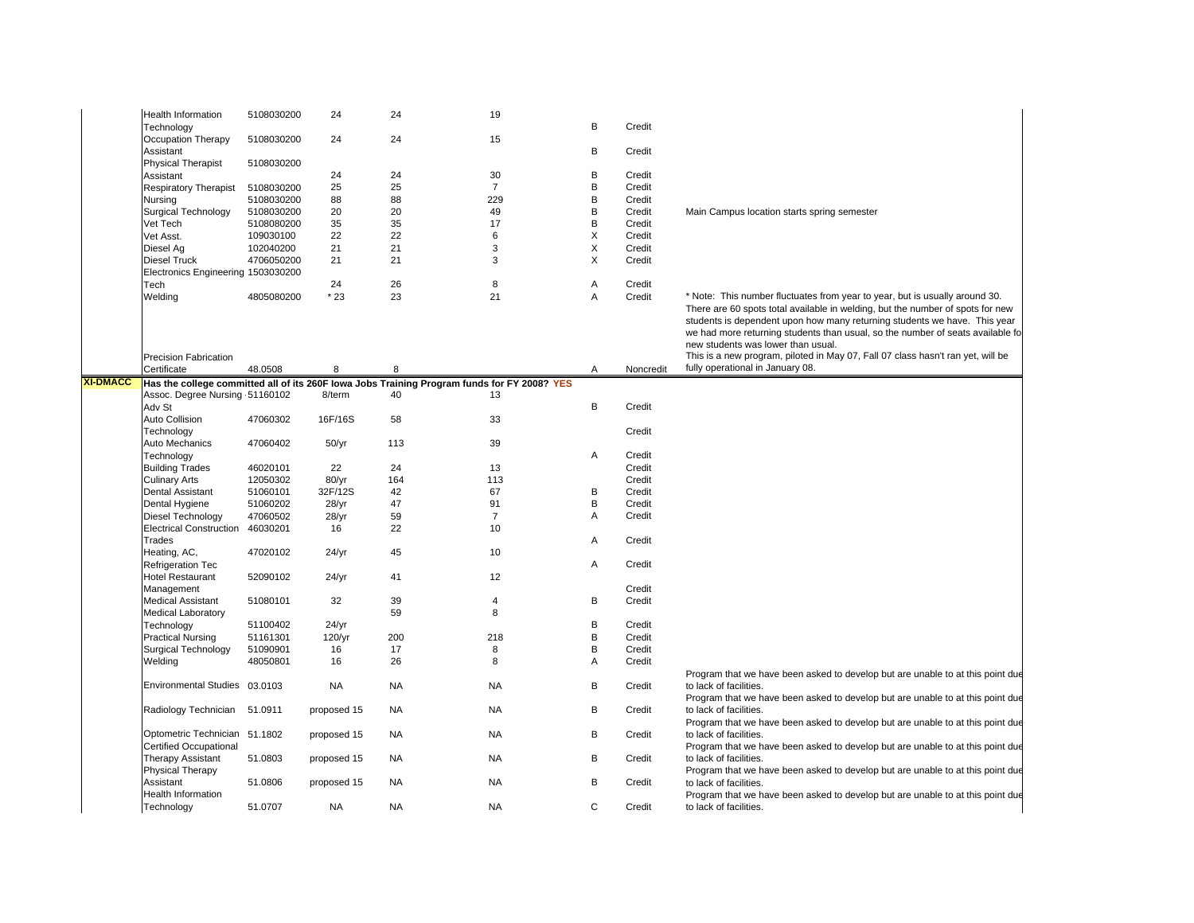| | | | | | | | |
|---|---|---|---|---|---|---|---|
| | Health Information Technology | 5108030200 | 24 | 24 | 19 | B | Credit | |
| | Occupation Therapy Assistant | 5108030200 | 24 | 24 | 15 | B | Credit | |
| | Physical Therapist Assistant | 5108030200 | 24 | 24 | 30 | B | Credit | |
| | Respiratory Therapist | 5108030200 | 25 | 25 | 7 | B | Credit | |
| | Nursing | 5108030200 | 88 | 88 | 229 | B | Credit | |
| | Surgical Technology | 5108030200 | 20 | 20 | 49 | B | Credit | Main Campus location starts spring semester |
| | Vet Tech | 5108080200 | 35 | 35 | 17 | B | Credit | |
| | Vet Asst. | 109030100 | 22 | 22 | 6 | X | Credit | |
| | Diesel Ag | 102040200 | 21 | 21 | 3 | X | Credit | |
| | Diesel Truck | 4706050200 | 21 | 21 | 3 | X | Credit | |
| | Electronics Engineering Tech | 1503030200 | 24 | 26 | 8 | A | Credit | |
| | Welding | 4805080200 | * 23 | 23 | 21 | A | Credit | * Note: This number fluctuates from year to year, but is usually around 30. There are 60 spots total available in welding, but the number of spots for new students is dependent upon how many returning students we have. This year we had more returning students than usual, so the number of seats available fo new students was lower than usual. |
| | Precision Fabrication Certificate | 48.0508 | 8 | 8 | | A | Noncredit | This is a new program, piloted in May 07, Fall 07 class hasn't ran yet, will be fully operational in January 08. |
| **XI-DMACC** | **Has the college committed all of its 260F Iowa Jobs Training Program funds for FY 2008? YES** | | | | | | | |
| | Assoc. Degree Nursing - Adv St | 51160102 | 8/term | 40 | 13 | B | Credit | |
| | Auto Collision Technology | 47060302 | 16F/16S | 58 | 33 | | Credit | |
| | Auto Mechanics Technology | 47060402 | 50/yr | 113 | 39 | A | Credit | |
| | Building Trades | 46020101 | 22 | 24 | 13 | | Credit | |
| | Culinary Arts | 12050302 | 80/yr | 164 | 113 | | Credit | |
| | Dental Assistant | 51060101 | 32F/12S | 42 | 67 | B | Credit | |
| | Dental Hygiene | 51060202 | 28/yr | 47 | 91 | B | Credit | |
| | Diesel Technology | 47060502 | 28/yr | 59 | 7 | A | Credit | |
| | Electrical Construction Trades | 46030201 | 16 | 22 | 10 | A | Credit | |
| | Heating, AC, Refrigeration Tec | 47020102 | 24/yr | 45 | 10 | A | Credit | |
| | Hotel Restaurant Management | 52090102 | 24/yr | 41 | 12 | | Credit | |
| | Medical Assistant | 51080101 | 32 | 39 | 4 | B | Credit | |
| | Medical Laboratory Technology | 51100402 | 24/yr | 59 | 8 | B | Credit | |
| | Practical Nursing | 51161301 | 120/yr | 200 | 218 | B | Credit | |
| | Surgical Technology | 51090901 | 16 | 17 | 8 | B | Credit | |
| | Welding | 48050801 | 16 | 26 | 8 | A | Credit | |
| | Environmental Studies | 03.0103 | NA | NA | NA | B | Credit | Program that we have been asked to develop but are unable to at this point due to lack of facilities. |
| | Radiology Technician | 51.0911 | proposed 15 | NA | NA | B | Credit | Program that we have been asked to develop but are unable to at this point due to lack of facilities. |
| | Optometric Technician | 51.1802 | proposed 15 | NA | NA | B | Credit | Program that we have been asked to develop but are unable to at this point due to lack of facilities. |
| | Certified Occupational Therapy Assistant | 51.0803 | proposed 15 | NA | NA | B | Credit | Program that we have been asked to develop but are unable to at this point due to lack of facilities. |
| | Physical Therapy Assistant | 51.0806 | proposed 15 | NA | NA | B | Credit | Program that we have been asked to develop but are unable to at this point due to lack of facilities. |
| | Health Information Technology | 51.0707 | NA | NA | NA | C | Credit | Program that we have been asked to develop but are unable to at this point due to lack of facilities. |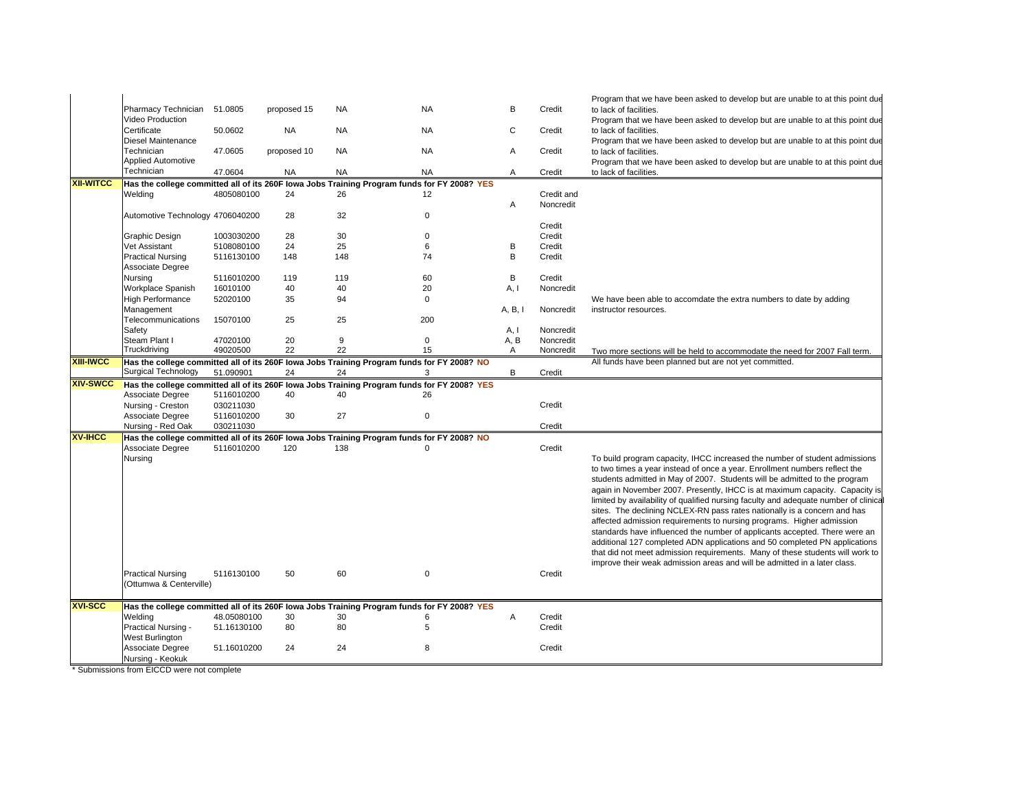| | | | | | | | | |
|---|---|---|---|---|---|---|---|---|
| | Pharmacy Technician | 51.0805 | proposed 15 | NA | NA | B | Credit | Program that we have been asked to develop but are unable to at this point due to lack of facilities. |
| | Video Production Certificate | 50.0602 | NA | NA | NA | C | Credit | Program that we have been asked to develop but are unable to at this point due to lack of facilities. |
| | Diesel Maintenance Technician | 47.0605 | proposed 10 | NA | NA | A | Credit | Program that we have been asked to develop but are unable to at this point due to lack of facilities. |
| | Applied Automotive Technician | 47.0604 | NA | NA | NA | A | Credit | Program that we have been asked to develop but are unable to at this point due to lack of facilities. |
| **XII-WITCC** | **Has the college committed all of its 260F Iowa Jobs Training Program funds for FY 2008? YES** | | | | | | | |
| | Welding | 4805080100 | 24 | 26 | 12 | A | Credit and Noncredit | |
| | Automotive Technology | 4706040200 | 28 | 32 | 0 | | Credit | |
| | Graphic Design | 1003030200 | 28 | 30 | 0 | | Credit | |
| | Vet Assistant | 5108080100 | 24 | 25 | 6 | B | Credit | |
| | Practical Nursing | 5116130100 | 148 | 148 | 74 | B | Credit | |
| | Associate Degree Nursing | 5116010200 | 119 | 119 | 60 | B | Credit | |
| | Workplace Spanish | 16010100 | 40 | 40 | 20 | A, I | Noncredit | |
| | High Performance Management | 52020100 | 35 | 94 | 0 | A, B, I | Noncredit | We have been able to accomdate the extra numbers to date by adding instructor resources. |
| | Telecommunications Safety | 15070100 | 25 | 25 | 200 | A, I | Noncredit | |
| | Steam Plant I | 47020100 | 20 | 9 | 0 | A, B | Noncredit | |
| | Truckdriving | 49020500 | 22 | 22 | 15 | A | Noncredit | Two more sections will be held to accommodate the need for 2007 Fall term. |
| **XIII-IWCC** | **Has the college committed all of its 260F Iowa Jobs Training Program funds for FY 2008? NO** | | | | | | | All funds have been planned but are not yet committed. |
| | Surgical Technology | 51.090901 | 24 | 24 | 3 | B | Credit | |
| **XIV-SWCC** | **Has the college committed all of its 260F Iowa Jobs Training Program funds for FY 2008? YES** | | | | | | | |
| | Associate Degree Nursing - Creston | 5116010200 030211030 | 40 | 40 | 26 | | Credit | |
| | Associate Degree Nursing - Red Oak | 5116010200 030211030 | 30 | 27 | 0 | | Credit | |
| **XV-IHCC** | **Has the college committed all of its 260F Iowa Jobs Training Program funds for FY 2008? NO** | | | | | | | |
| | Associate Degree Nursing | 5116010200 | 120 | 138 | 0 | | Credit | To build program capacity, IHCC increased the number of student admissions to two times a year instead of once a year. Enrollment numbers reflect the students admitted in May of 2007. Students will be admitted to the program again in November 2007. Presently, IHCC is at maximum capacity. Capacity is limited by availability of qualified nursing faculty and adequate number of clinical sites. The declining NCLEX-RN pass rates nationally is a concern and has affected admission requirements to nursing programs. Higher admission standards have influenced the number of applicants accepted. There were an additional 127 completed ADN applications and 50 completed PN applications that did not meet admission requirements. Many of these students will work to improve their weak admission areas and will be admitted in a later class. |
| | Practical Nursing (Ottumwa & Centerville) | 5116130100 | 50 | 60 | 0 | | Credit | |
| **XVI-SCC** | **Has the college committed all of its 260F Iowa Jobs Training Program funds for FY 2008? YES** | | | | | | | |
| | Welding | 48.05080100 | 30 | 30 | 6 | A | Credit | |
| | Practical Nursing - West Burlington | 51.16130100 | 80 | 80 | 5 | | Credit | |
| | Associate Degree Nursing - Keokuk | 51.16010200 | 24 | 24 | 8 | | Credit | |

* Submissions from EICCD were not complete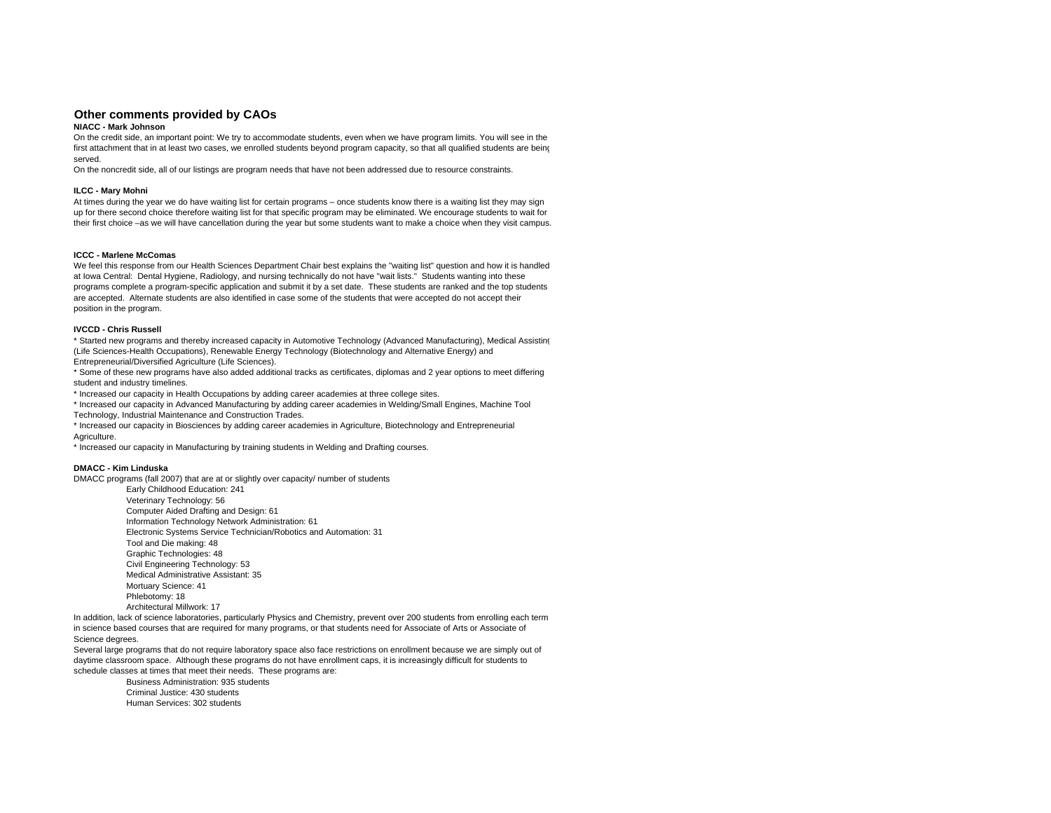## Other comments provided by CAOs

**NIACC - Mark Johnson**

On the credit side, an important point: We try to accommodate students, even when we have program limits. You will see in the first attachment that in at least two cases, we enrolled students beyond program capacity, so that all qualified students are being served.

On the noncredit side, all of our listings are program needs that have not been addressed due to resource constraints.

**ILCC - Mary Mohni**

At times during the year we do have waiting list for certain programs – once students know there is a waiting list they may sign up for there second choice therefore waiting list for that specific program may be eliminated. We encourage students to wait for their first choice –as we will have cancellation during the year but some students want to make a choice when they visit campus.

**ICCC - Marlene McComas**

We feel this response from our Health Sciences Department Chair best explains the "waiting list" question and how it is handled at Iowa Central: Dental Hygiene, Radiology, and nursing technically do not have "wait lists." Students wanting into these programs complete a program-specific application and submit it by a set date. These students are ranked and the top students are accepted. Alternate students are also identified in case some of the students that were accepted do not accept their position in the program.

**IVCCD - Chris Russell**

* Started new programs and thereby increased capacity in Automotive Technology (Advanced Manufacturing), Medical Assisting (Life Sciences-Health Occupations), Renewable Energy Technology (Biotechnology and Alternative Energy) and Entrepreneurial/Diversified Agriculture (Life Sciences).
* Some of these new programs have also added additional tracks as certificates, diplomas and 2 year options to meet differing student and industry timelines.
* Increased our capacity in Health Occupations by adding career academies at three college sites.
* Increased our capacity in Advanced Manufacturing by adding career academies in Welding/Small Engines, Machine Tool Technology, Industrial Maintenance and Construction Trades.
* Increased our capacity in Biosciences by adding career academies in Agriculture, Biotechnology and Entrepreneurial Agriculture.
* Increased our capacity in Manufacturing by training students in Welding and Drafting courses.

**DMACC - Kim Linduska**

DMACC programs (fall 2007) that are at or slightly over capacity/ number of students

- Early Childhood Education: 241
- Veterinary Technology: 56
- Computer Aided Drafting and Design: 61
- Information Technology Network Administration: 61
- Electronic Systems Service Technician/Robotics and Automation: 31
- Tool and Die making: 48
- Graphic Technologies: 48
- Civil Engineering Technology: 53
- Medical Administrative Assistant: 35
- Mortuary Science: 41
- Phlebotomy: 18
- Architectural Millwork: 17

In addition, lack of science laboratories, particularly Physics and Chemistry, prevent over 200 students from enrolling each term in science based courses that are required for many programs, or that students need for Associate of Arts or Associate of Science degrees.

Several large programs that do not require laboratory space also face restrictions on enrollment because we are simply out of daytime classroom space. Although these programs do not have enrollment caps, it is increasingly difficult for students to schedule classes at times that meet their needs. These programs are:

- Business Administration: 935 students
- Criminal Justice: 430 students
- Human Services: 302 students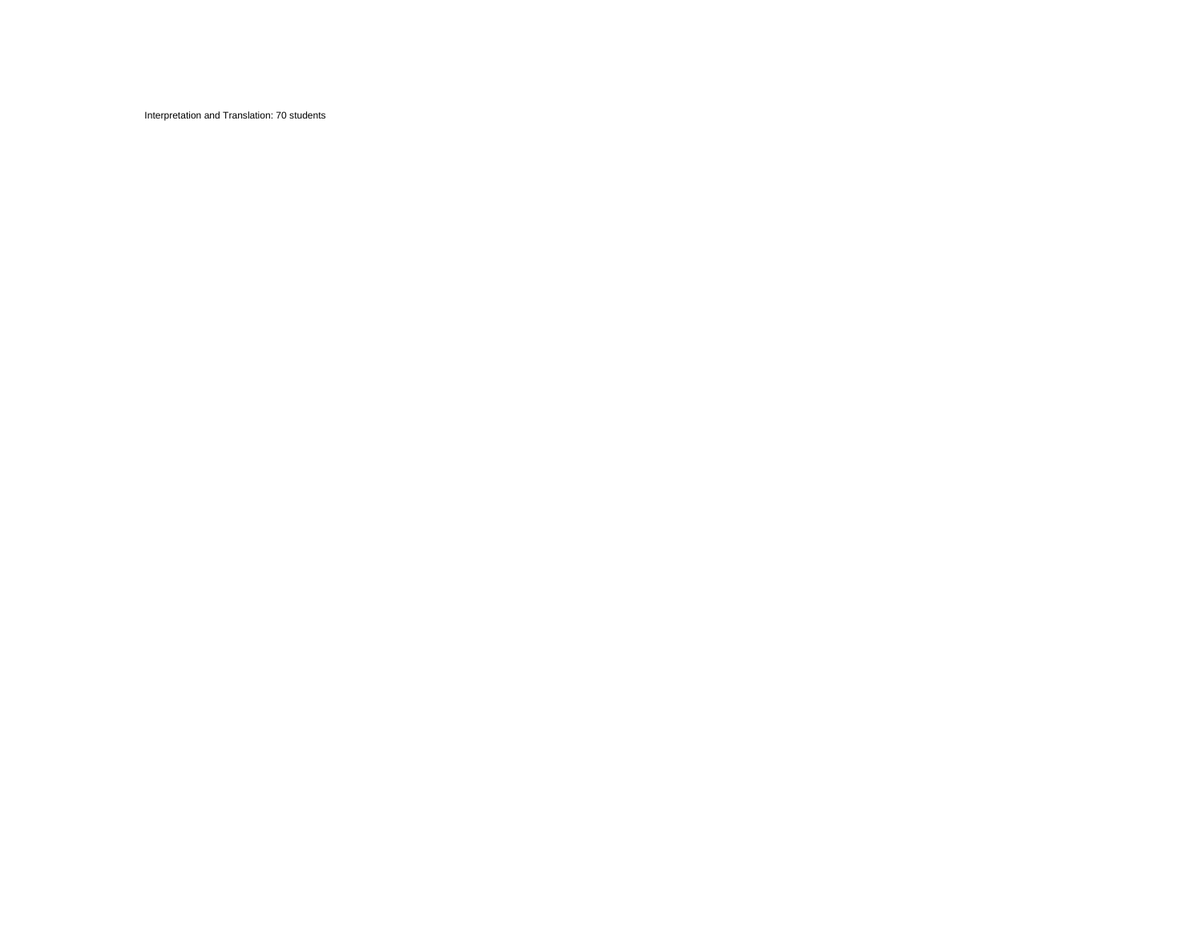Interpretation and Translation: 70 students